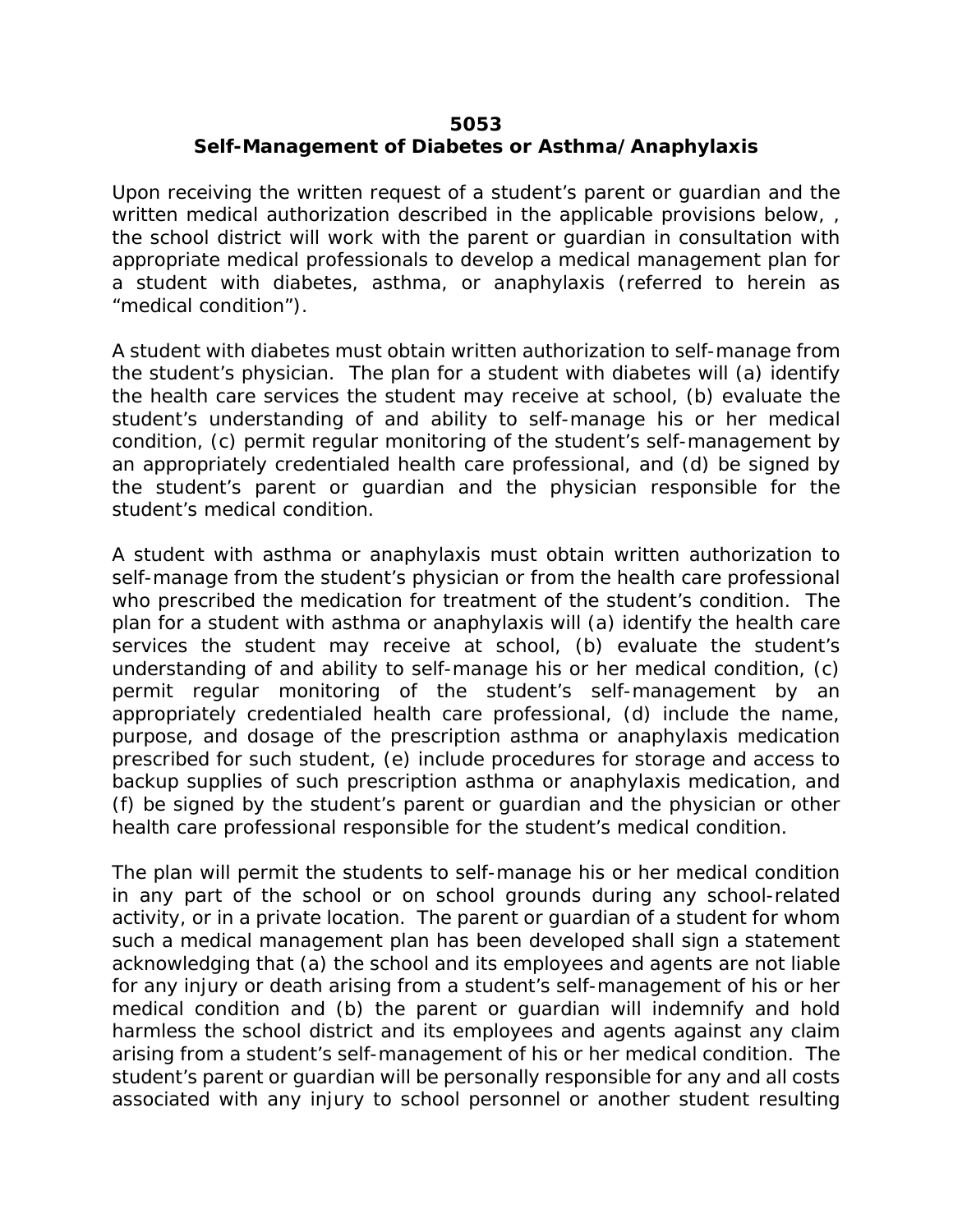**5053**
**Self-Management of Diabetes or Asthma/Anaphylaxis**

Upon receiving the written request of a student's parent or guardian and the written medical authorization described in the applicable provisions below, , the school district will work with the parent or guardian in consultation with appropriate medical professionals to develop a medical management plan for a student with diabetes, asthma, or anaphylaxis (referred to herein as "medical condition").

A student with diabetes must obtain written authorization to self-manage from the student's physician. The plan for a student with diabetes will (a) identify the health care services the student may receive at school, (b) evaluate the student's understanding of and ability to self-manage his or her medical condition, (c) permit regular monitoring of the student's self-management by an appropriately credentialed health care professional, and (d) be signed by the student's parent or guardian and the physician responsible for the student's medical condition.

A student with asthma or anaphylaxis must obtain written authorization to self-manage from the student's physician or from the health care professional who prescribed the medication for treatment of the student's condition. The plan for a student with asthma or anaphylaxis will (a) identify the health care services the student may receive at school, (b) evaluate the student's understanding of and ability to self-manage his or her medical condition, (c) permit regular monitoring of the student's self-management by an appropriately credentialed health care professional, (d) include the name, purpose, and dosage of the prescription asthma or anaphylaxis medication prescribed for such student, (e) include procedures for storage and access to backup supplies of such prescription asthma or anaphylaxis medication, and (f) be signed by the student's parent or guardian and the physician or other health care professional responsible for the student's medical condition.

The plan will permit the students to self-manage his or her medical condition in any part of the school or on school grounds during any school-related activity, or in a private location. The parent or guardian of a student for whom such a medical management plan has been developed shall sign a statement acknowledging that (a) the school and its employees and agents are not liable for any injury or death arising from a student's self-management of his or her medical condition and (b) the parent or guardian will indemnify and hold harmless the school district and its employees and agents against any claim arising from a student's self-management of his or her medical condition. The student's parent or guardian will be personally responsible for any and all costs associated with any injury to school personnel or another student resulting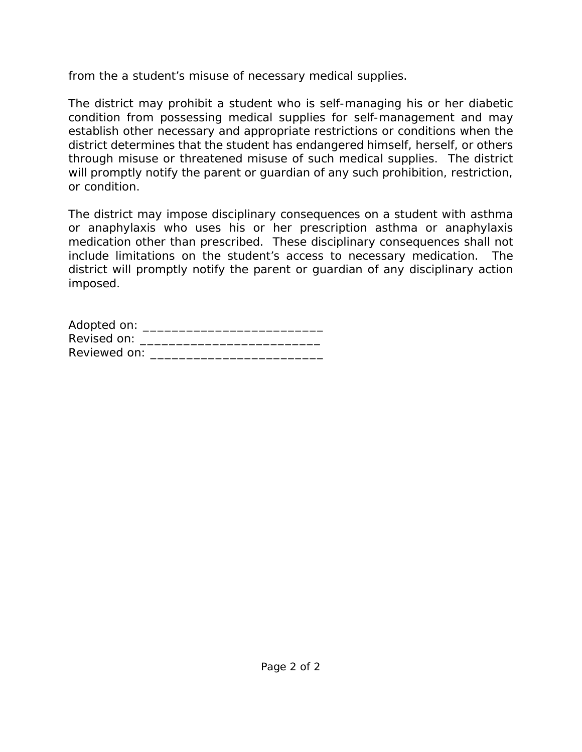from the a student's misuse of necessary medical supplies.

The district may prohibit a student who is self-managing his or her diabetic condition from possessing medical supplies for self-management and may establish other necessary and appropriate restrictions or conditions when the district determines that the student has endangered himself, herself, or others through misuse or threatened misuse of such medical supplies. The district will promptly notify the parent or guardian of any such prohibition, restriction, or condition.

The district may impose disciplinary consequences on a student with asthma or anaphylaxis who uses his or her prescription asthma or anaphylaxis medication other than prescribed. These disciplinary consequences shall not include limitations on the student's access to necessary medication. The district will promptly notify the parent or guardian of any disciplinary action imposed.

Adopted on: __________________________
Revised on: __________________________
Reviewed on: _________________________